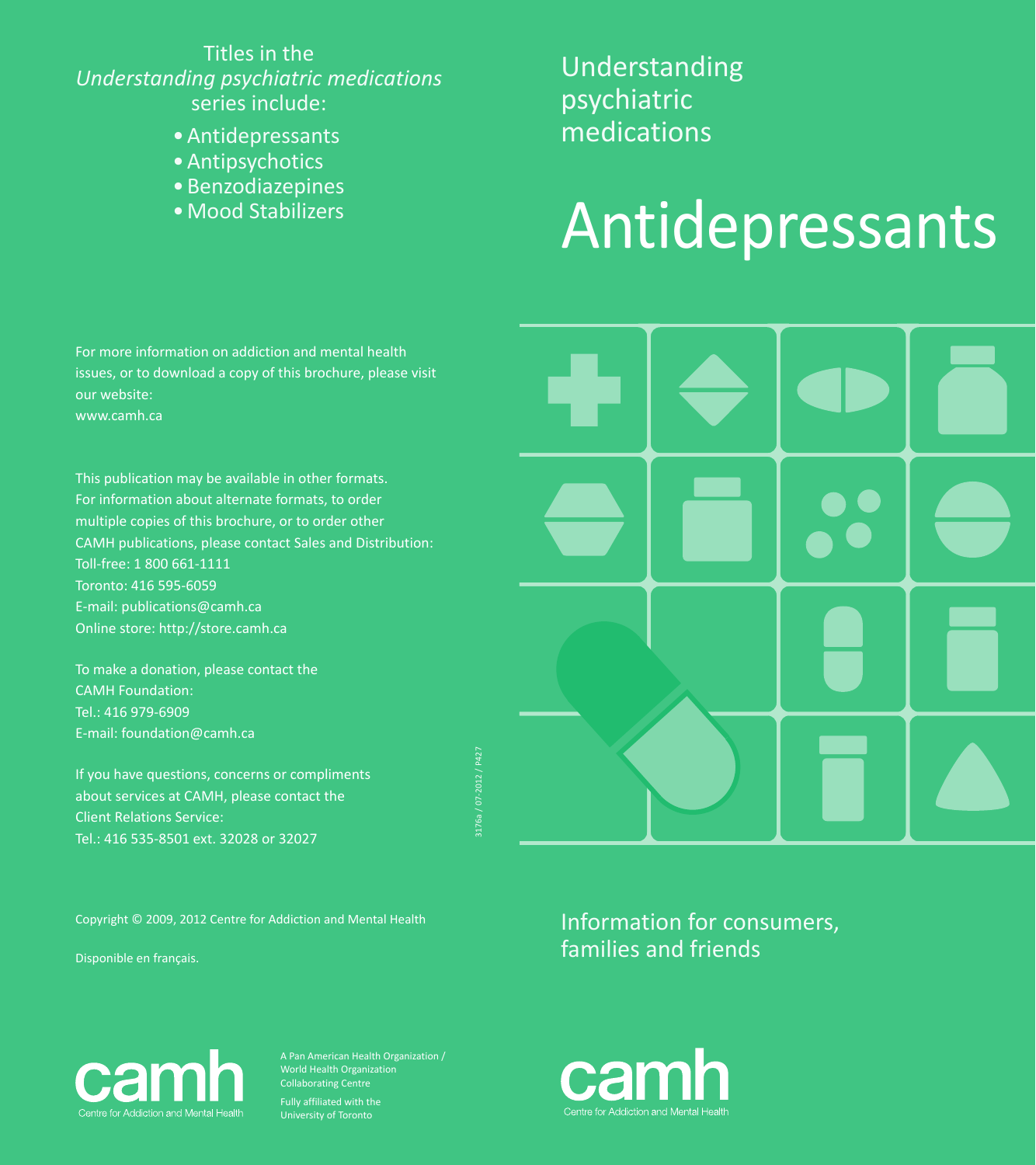Understanding psychiatric medications

# Antidepressants

Information for consumers, families and friends

camh

Centre for Addiction and Mental Health

Titles in the *Understanding psychiatric medications* series include:

- Antidepressants
- Antipsychotics
- Benzodiazepines
- Mood Stabilizers

For more information on addiction and mental health issues, or to download a copy of this brochure, please visit our website:
www.camh.ca

This publication may be available in other formats. For information about alternate formats, to order multiple copies of this brochure, or to order other CAMH publications, please contact Sales and Distribution:
Toll-free: 1 800 661-1111
Toronto: 416 595-6059
E-mail: publications@camh.ca
Online store: http://store.camh.ca

To make a donation, please contact the CAMH Foundation:
Tel.: 416 979-6909
E-mail: foundation@camh.ca

If you have questions, concerns or compliments about services at CAMH, please contact the Client Relations Service:
Tel.: 416 535-8501 ext. 32028 or 32027

Copyright © 2009, 2012 Centre for Addiction and Mental Health

Disponible en français.

camh

Centre for Addiction and Mental Health

A Pan American Health Organization / World Health Organization Collaborating Centre

Fully affiliated with the University of Toronto

3176a / 07-2012 / P427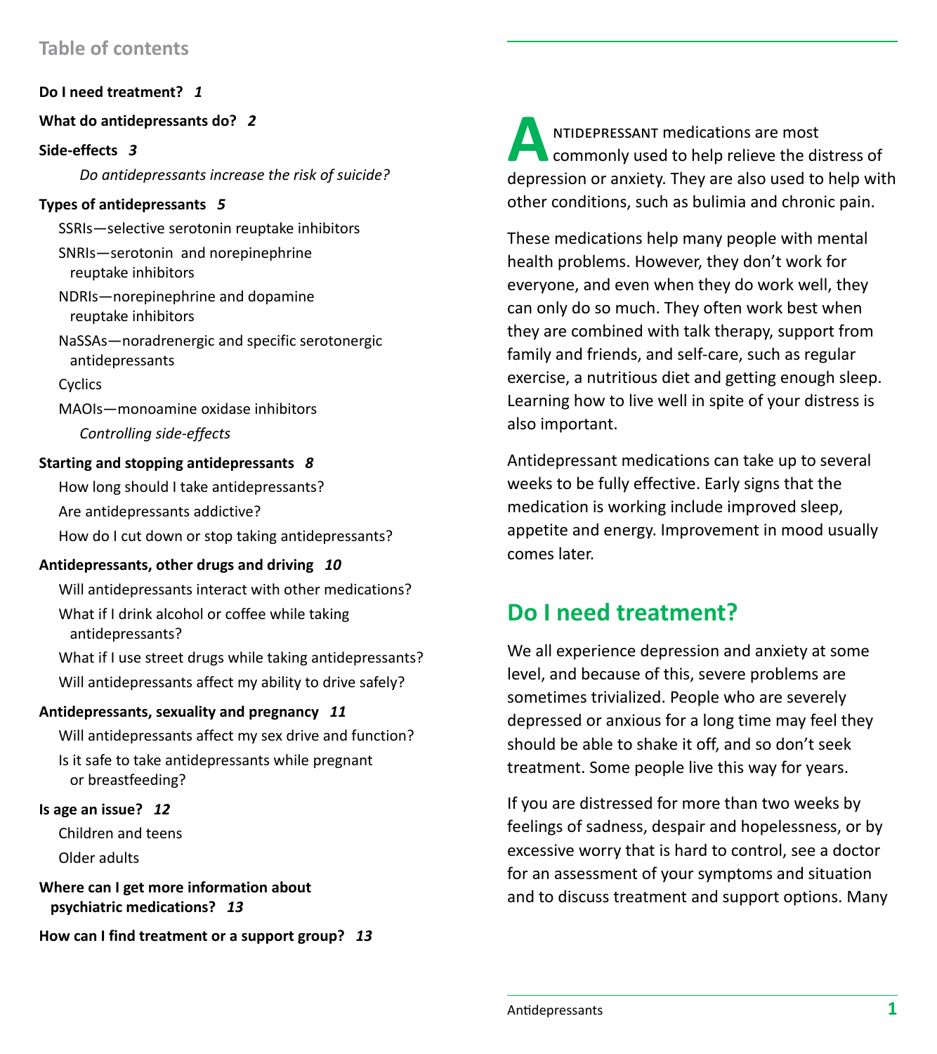## Table of contents

**Do I need treatment?** ***1***

**What do antidepressants do?** ***2***

**Side-effects** ***3***

*Do antidepressants increase the risk of suicide?*

**Types of antidepressants** ***5***

SSRIs—selective serotonin reuptake inhibitors

SNRIs—serotonin and norepinephrine reuptake inhibitors

NDRIs—norepinephrine and dopamine reuptake inhibitors

NaSSAs—noradrenergic and specific serotonergic antidepressants

Cyclics

MAOIs—monoamine oxidase inhibitors

*Controlling side-effects*

**Starting and stopping antidepressants** ***8***

How long should I take antidepressants?

Are antidepressants addictive?

How do I cut down or stop taking antidepressants?

**Antidepressants, other drugs and driving** ***10***

Will antidepressants interact with other medications?

What if I drink alcohol or coffee while taking antidepressants?

What if I use street drugs while taking antidepressants?

Will antidepressants affect my ability to drive safely?

**Antidepressants, sexuality and pregnancy** ***11***

Will antidepressants affect my sex drive and function?

Is it safe to take antidepressants while pregnant or breastfeeding?

**Is age an issue?** ***12***

Children and teens

Older adults

**Where can I get more information about psychiatric medications?** ***13***

**How can I find treatment or a support group?** ***13***

Antidepressant medications are most commonly used to help relieve the distress of depression or anxiety. They are also used to help with other conditions, such as bulimia and chronic pain.

These medications help many people with mental health problems. However, they don't work for everyone, and even when they do work well, they can only do so much. They often work best when they are combined with talk therapy, support from family and friends, and self-care, such as regular exercise, a nutritious diet and getting enough sleep. Learning how to live well in spite of your distress is also important.

Antidepressant medications can take up to several weeks to be fully effective. Early signs that the medication is working include improved sleep, appetite and energy. Improvement in mood usually comes later.

## Do I need treatment?

We all experience depression and anxiety at some level, and because of this, severe problems are sometimes trivialized. People who are severely depressed or anxious for a long time may feel they should be able to shake it off, and so don't seek treatment. Some people live this way for years.

If you are distressed for more than two weeks by feelings of sadness, despair and hopelessness, or by excessive worry that is hard to control, see a doctor for an assessment of your symptoms and situation and to discuss treatment and support options. Many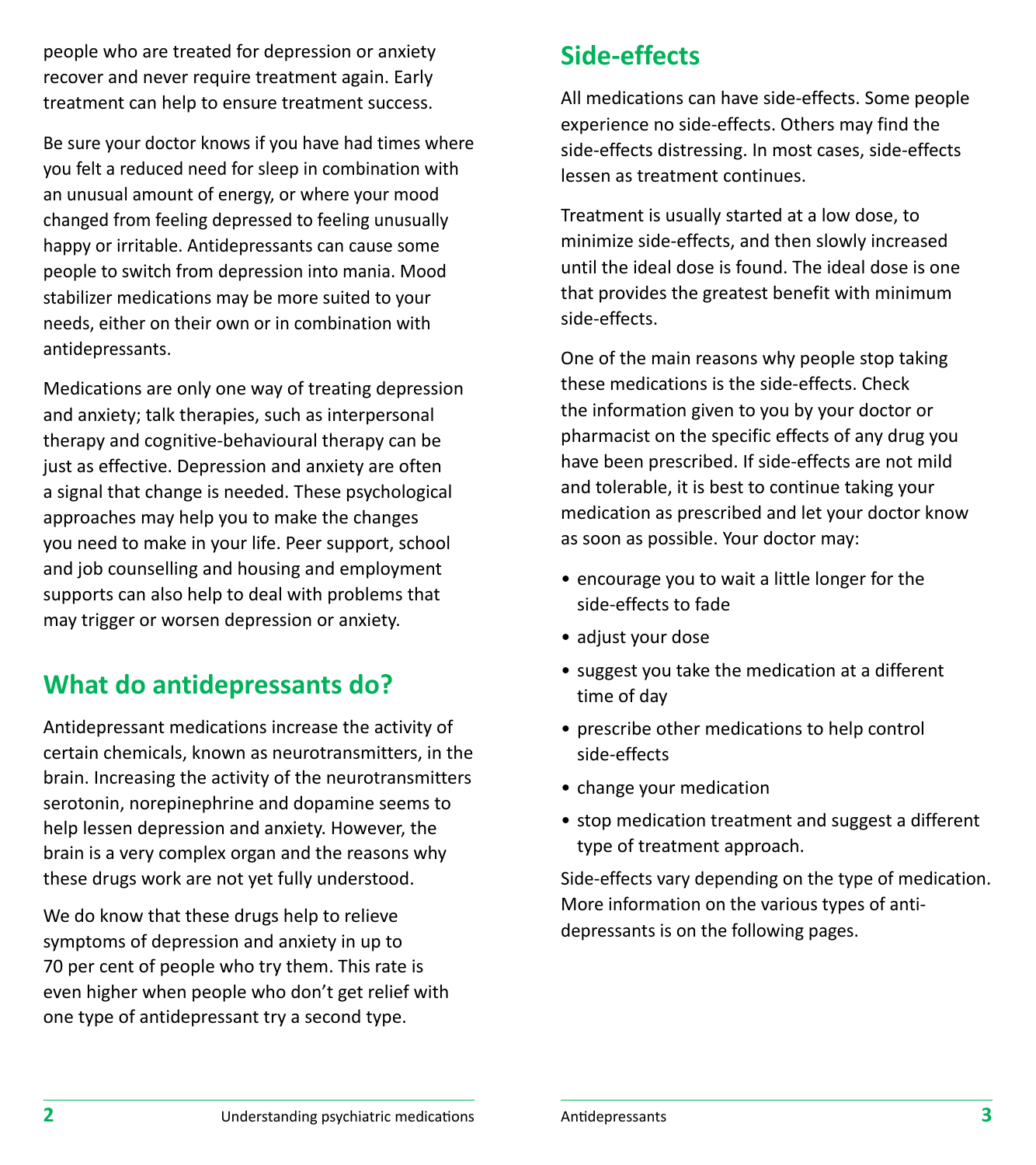people who are treated for depression or anxiety recover and never require treatment again. Early treatment can help to ensure treatment success.

Be sure your doctor knows if you have had times where you felt a reduced need for sleep in combination with an unusual amount of energy, or where your mood changed from feeling depressed to feeling unusually happy or irritable. Antidepressants can cause some people to switch from depression into mania. Mood stabilizer medications may be more suited to your needs, either on their own or in combination with antidepressants.

Medications are only one way of treating depression and anxiety; talk therapies, such as interpersonal therapy and cognitive-behavioural therapy can be just as effective. Depression and anxiety are often a signal that change is needed. These psychological approaches may help you to make the changes you need to make in your life. Peer support, school and job counselling and housing and employment supports can also help to deal with problems that may trigger or worsen depression or anxiety.

## What do antidepressants do?

Antidepressant medications increase the activity of certain chemicals, known as neurotransmitters, in the brain. Increasing the activity of the neurotransmitters serotonin, norepinephrine and dopamine seems to help lessen depression and anxiety. However, the brain is a very complex organ and the reasons why these drugs work are not yet fully understood.

We do know that these drugs help to relieve symptoms of depression and anxiety in up to 70 per cent of people who try them. This rate is even higher when people who don't get relief with one type of antidepressant try a second type.

## Side-effects

All medications can have side-effects. Some people experience no side-effects. Others may find the side-effects distressing. In most cases, side-effects lessen as treatment continues.

Treatment is usually started at a low dose, to minimize side-effects, and then slowly increased until the ideal dose is found. The ideal dose is one that provides the greatest benefit with minimum side-effects.

One of the main reasons why people stop taking these medications is the side-effects. Check the information given to you by your doctor or pharmacist on the specific effects of any drug you have been prescribed. If side-effects are not mild and tolerable, it is best to continue taking your medication as prescribed and let your doctor know as soon as possible. Your doctor may:

- encourage you to wait a little longer for the side-effects to fade
- adjust your dose
- suggest you take the medication at a different time of day
- prescribe other medications to help control side-effects
- change your medication
- stop medication treatment and suggest a different type of treatment approach.

Side-effects vary depending on the type of medication. More information on the various types of antidepressants is on the following pages.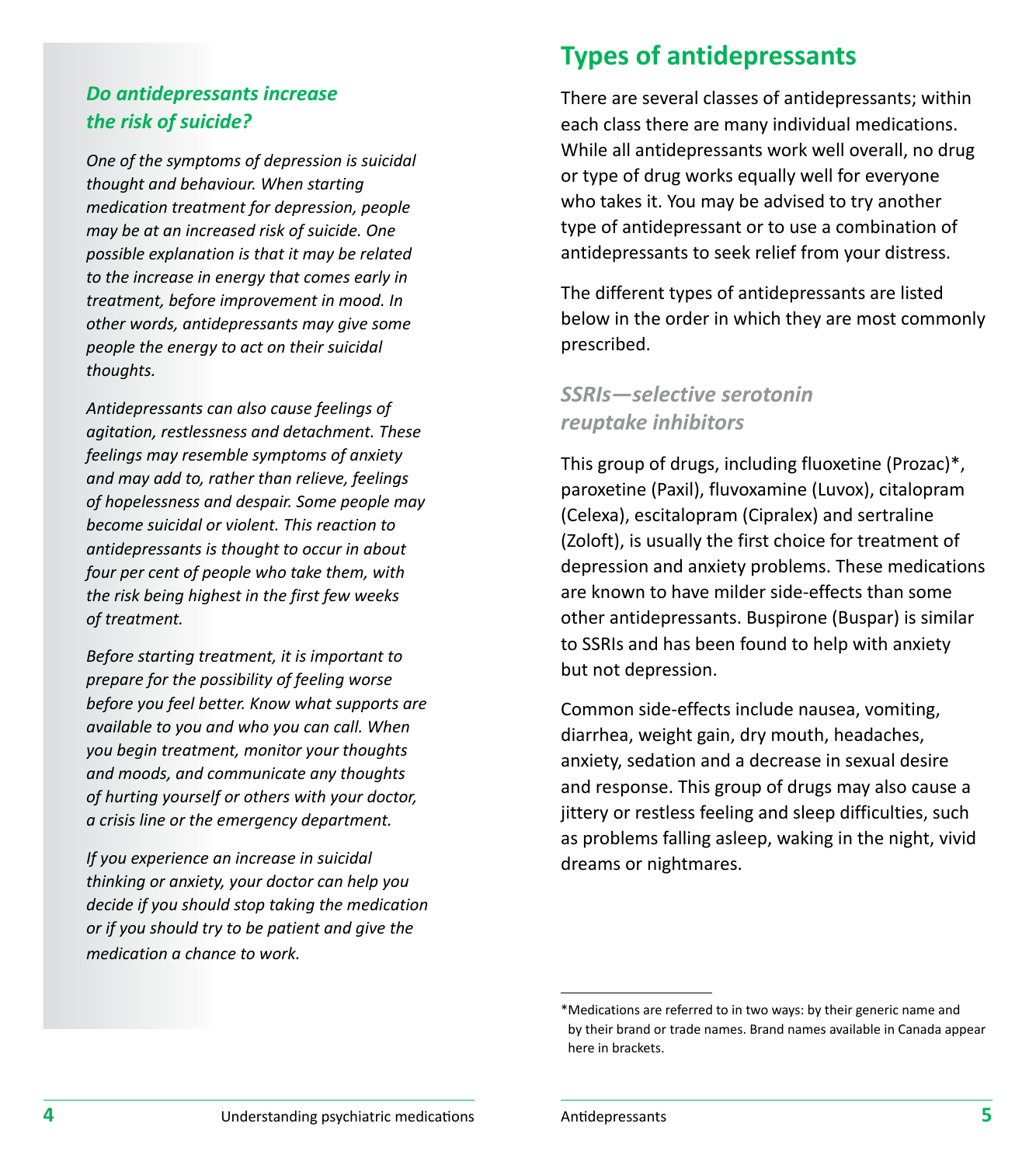### *Do antidepressants increase the risk of suicide?*

*One of the symptoms of depression is suicidal thought and behaviour. When starting medication treatment for depression, people may be at an increased risk of suicide. One possible explanation is that it may be related to the increase in energy that comes early in treatment, before improvement in mood. In other words, antidepressants may give some people the energy to act on their suicidal thoughts.*

*Antidepressants can also cause feelings of agitation, restlessness and detachment. These feelings may resemble symptoms of anxiety and may add to, rather than relieve, feelings of hopelessness and despair. Some people may become suicidal or violent. This reaction to antidepressants is thought to occur in about four per cent of people who take them, with the risk being highest in the first few weeks of treatment.*

*Before starting treatment, it is important to prepare for the possibility of feeling worse before you feel better. Know what supports are available to you and who you can call. When you begin treatment, monitor your thoughts and moods, and communicate any thoughts of hurting yourself or others with your doctor, a crisis line or the emergency department.*

*If you experience an increase in suicidal thinking or anxiety, your doctor can help you decide if you should stop taking the medication or if you should try to be patient and give the medication a chance to work.*

## Types of antidepressants

There are several classes of antidepressants; within each class there are many individual medications. While all antidepressants work well overall, no drug or type of drug works equally well for everyone who takes it. You may be advised to try another type of antidepressant or to use a combination of antidepressants to seek relief from your distress.

The different types of antidepressants are listed below in the order in which they are most commonly prescribed.

### *SSRIs—selective serotonin reuptake inhibitors*

This group of drugs, including fluoxetine (Prozac)*, paroxetine (Paxil), fluvoxamine (Luvox), citalopram (Celexa), escitalopram (Cipralex) and sertraline (Zoloft), is usually the first choice for treatment of depression and anxiety problems. These medications are known to have milder side-effects than some other antidepressants. Buspirone (Buspar) is similar to SSRIs and has been found to help with anxiety but not depression.

Common side-effects include nausea, vomiting, diarrhea, weight gain, dry mouth, headaches, anxiety, sedation and a decrease in sexual desire and response. This group of drugs may also cause a jittery or restless feeling and sleep difficulties, such as problems falling asleep, waking in the night, vivid dreams or nightmares.

---

*Medications are referred to in two ways: by their generic name and by their brand or trade names. Brand names available in Canada appear here in brackets.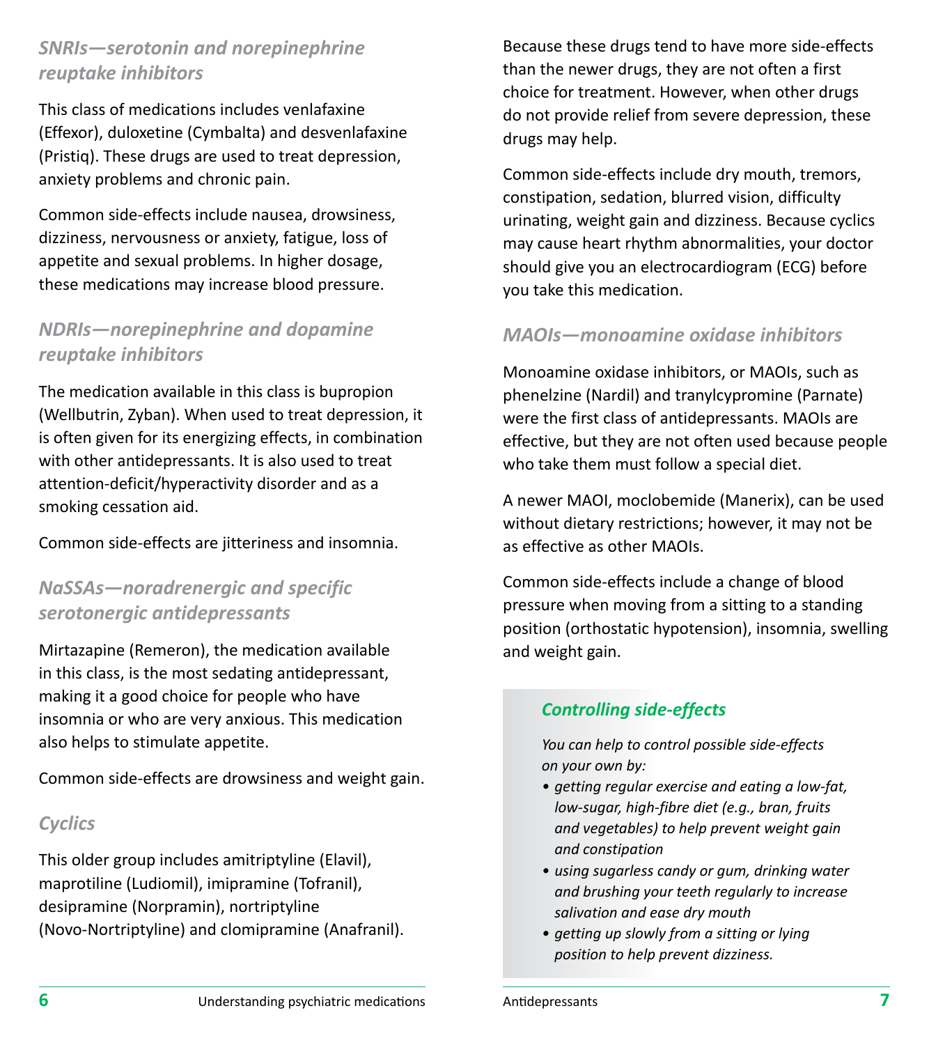### *SNRIs—serotonin and norepinephrine reuptake inhibitors*

This class of medications includes venlafaxine (Effexor), duloxetine (Cymbalta) and desvenlafaxine (Pristiq). These drugs are used to treat depression, anxiety problems and chronic pain.

Common side-effects include nausea, drowsiness, dizziness, nervousness or anxiety, fatigue, loss of appetite and sexual problems. In higher dosage, these medications may increase blood pressure.

### *NDRIs—norepinephrine and dopamine reuptake inhibitors*

The medication available in this class is bupropion (Wellbutrin, Zyban). When used to treat depression, it is often given for its energizing effects, in combination with other antidepressants. It is also used to treat attention-deficit/hyperactivity disorder and as a smoking cessation aid.

Common side-effects are jitteriness and insomnia.

### *NaSSAs—noradrenergic and specific serotonergic antidepressants*

Mirtazapine (Remeron), the medication available in this class, is the most sedating antidepressant, making it a good choice for people who have insomnia or who are very anxious. This medication also helps to stimulate appetite.

Common side-effects are drowsiness and weight gain.

### *Cyclics*

This older group includes amitriptyline (Elavil), maprotiline (Ludiomil), imipramine (Tofranil), desipramine (Norpramin), nortriptyline (Novo-Nortriptyline) and clomipramine (Anafranil).

Because these drugs tend to have more side-effects than the newer drugs, they are not often a first choice for treatment. However, when other drugs do not provide relief from severe depression, these drugs may help.

Common side-effects include dry mouth, tremors, constipation, sedation, blurred vision, difficulty urinating, weight gain and dizziness. Because cyclics may cause heart rhythm abnormalities, your doctor should give you an electrocardiogram (ECG) before you take this medication.

### *MAOIs—monoamine oxidase inhibitors*

Monoamine oxidase inhibitors, or MAOIs, such as phenelzine (Nardil) and tranylcypromine (Parnate) were the first class of antidepressants. MAOIs are effective, but they are not often used because people who take them must follow a special diet.

A newer MAOI, moclobemide (Manerix), can be used without dietary restrictions; however, it may not be as effective as other MAOIs.

Common side-effects include a change of blood pressure when moving from a sitting to a standing position (orthostatic hypotension), insomnia, swelling and weight gain.

### *Controlling side-effects*

*You can help to control possible side-effects on your own by:*

- *getting regular exercise and eating a low-fat, low-sugar, high-fibre diet (e.g., bran, fruits and vegetables) to help prevent weight gain and constipation*
- *using sugarless candy or gum, drinking water and brushing your teeth regularly to increase salivation and ease dry mouth*
- *getting up slowly from a sitting or lying position to help prevent dizziness.*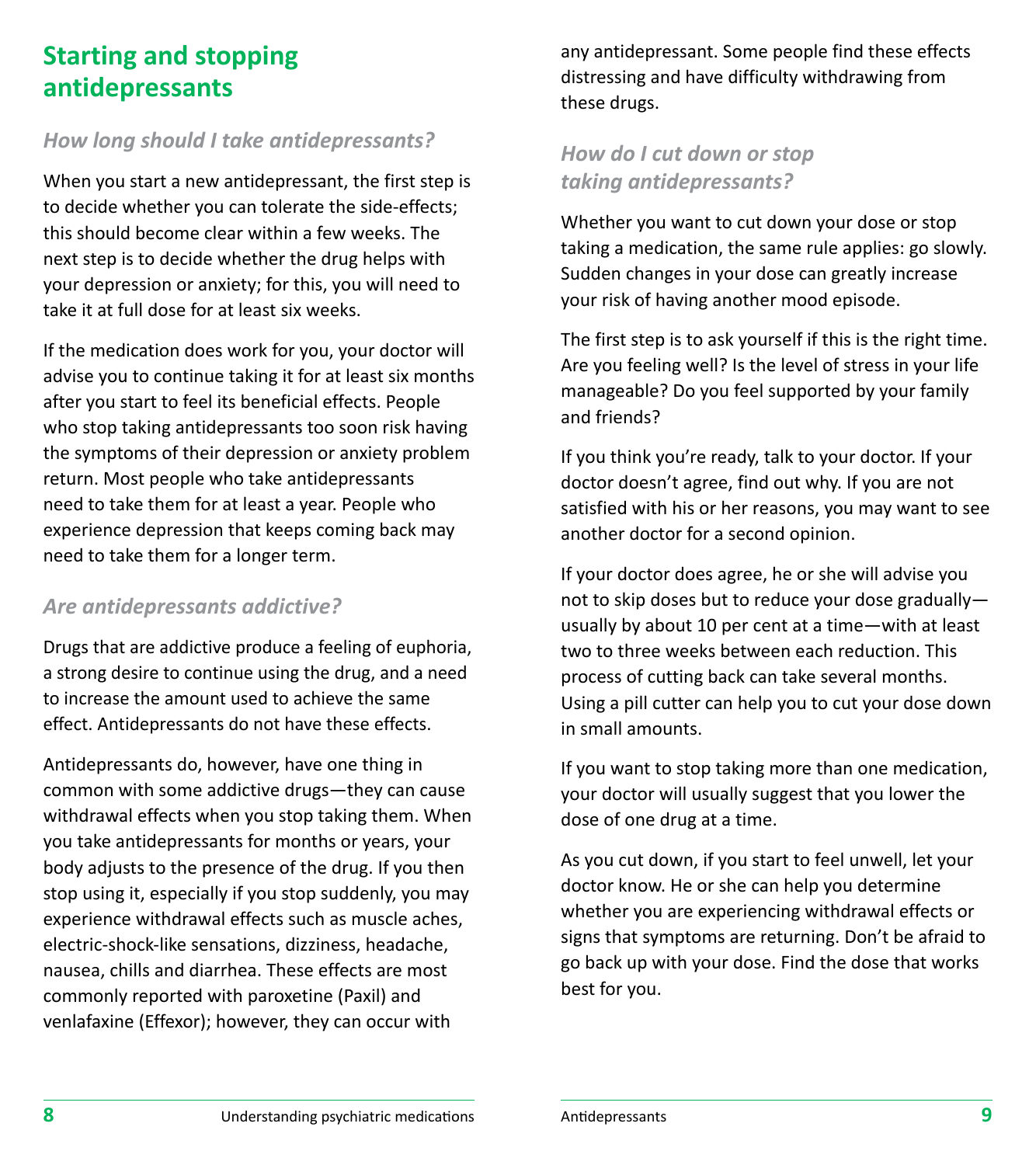## Starting and stopping antidepressants

### *How long should I take antidepressants?*

When you start a new antidepressant, the first step is to decide whether you can tolerate the side-effects; this should become clear within a few weeks. The next step is to decide whether the drug helps with your depression or anxiety; for this, you will need to take it at full dose for at least six weeks.

If the medication does work for you, your doctor will advise you to continue taking it for at least six months after you start to feel its beneficial effects. People who stop taking antidepressants too soon risk having the symptoms of their depression or anxiety problem return. Most people who take antidepressants need to take them for at least a year. People who experience depression that keeps coming back may need to take them for a longer term.

### *Are antidepressants addictive?*

Drugs that are addictive produce a feeling of euphoria, a strong desire to continue using the drug, and a need to increase the amount used to achieve the same effect. Antidepressants do not have these effects.

Antidepressants do, however, have one thing in common with some addictive drugs—they can cause withdrawal effects when you stop taking them. When you take antidepressants for months or years, your body adjusts to the presence of the drug. If you then stop using it, especially if you stop suddenly, you may experience withdrawal effects such as muscle aches, electric-shock-like sensations, dizziness, headache, nausea, chills and diarrhea. These effects are most commonly reported with paroxetine (Paxil) and venlafaxine (Effexor); however, they can occur with any antidepressant. Some people find these effects distressing and have difficulty withdrawing from these drugs.

### *How do I cut down or stop taking antidepressants?*

Whether you want to cut down your dose or stop taking a medication, the same rule applies: go slowly. Sudden changes in your dose can greatly increase your risk of having another mood episode.

The first step is to ask yourself if this is the right time. Are you feeling well? Is the level of stress in your life manageable? Do you feel supported by your family and friends?

If you think you're ready, talk to your doctor. If your doctor doesn't agree, find out why. If you are not satisfied with his or her reasons, you may want to see another doctor for a second opinion.

If your doctor does agree, he or she will advise you not to skip doses but to reduce your dose gradually—usually by about 10 per cent at a time—with at least two to three weeks between each reduction. This process of cutting back can take several months. Using a pill cutter can help you to cut your dose down in small amounts.

If you want to stop taking more than one medication, your doctor will usually suggest that you lower the dose of one drug at a time.

As you cut down, if you start to feel unwell, let your doctor know. He or she can help you determine whether you are experiencing withdrawal effects or signs that symptoms are returning. Don't be afraid to go back up with your dose. Find the dose that works best for you.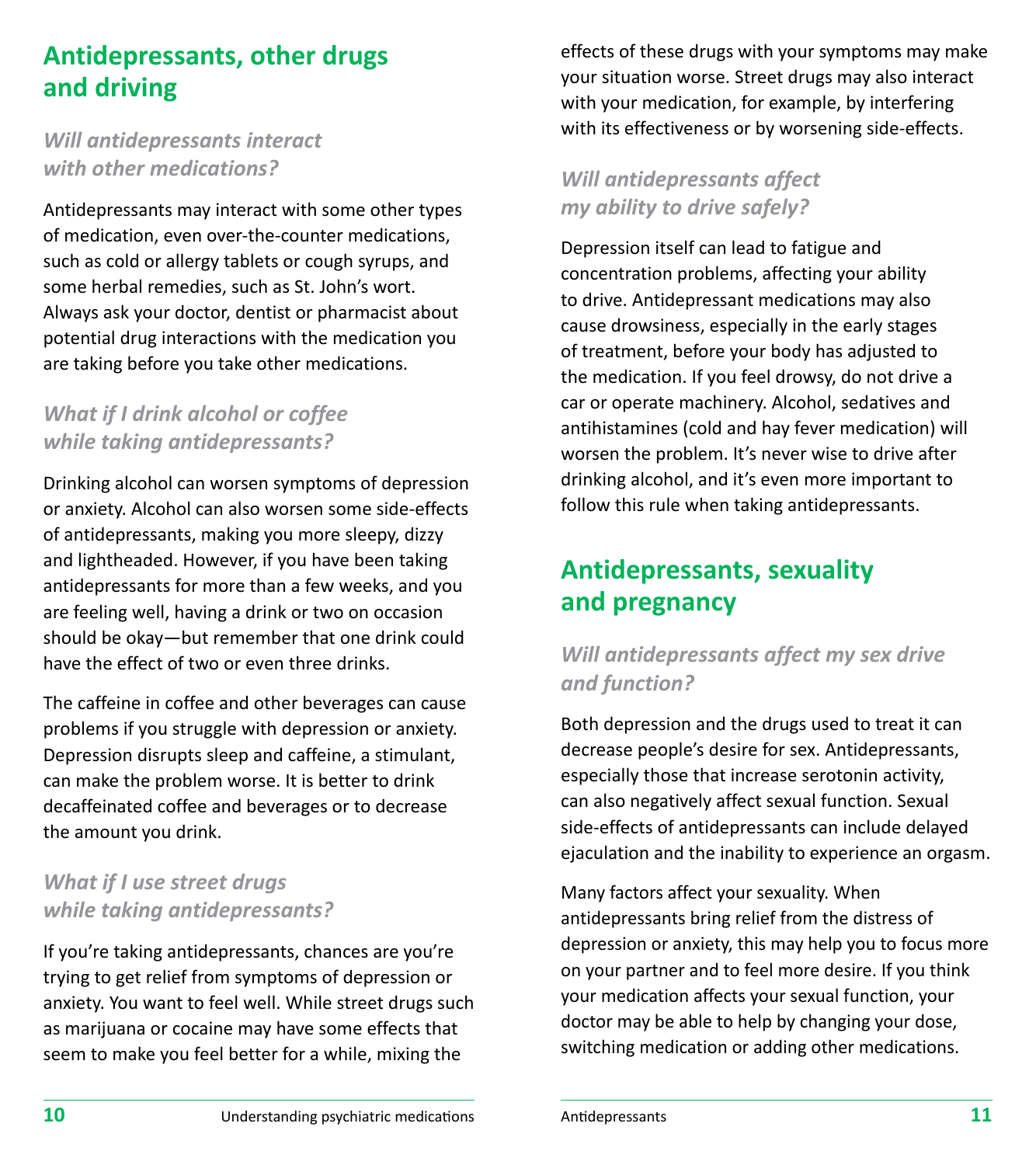## Antidepressants, other drugs and driving

### *Will antidepressants interact with other medications?*

Antidepressants may interact with some other types of medication, even over-the-counter medications, such as cold or allergy tablets or cough syrups, and some herbal remedies, such as St. John's wort. Always ask your doctor, dentist or pharmacist about potential drug interactions with the medication you are taking before you take other medications.

### *What if I drink alcohol or coffee while taking antidepressants?*

Drinking alcohol can worsen symptoms of depression or anxiety. Alcohol can also worsen some side-effects of antidepressants, making you more sleepy, dizzy and lightheaded. However, if you have been taking antidepressants for more than a few weeks, and you are feeling well, having a drink or two on occasion should be okay—but remember that one drink could have the effect of two or even three drinks.

The caffeine in coffee and other beverages can cause problems if you struggle with depression or anxiety. Depression disrupts sleep and caffeine, a stimulant, can make the problem worse. It is better to drink decaffeinated coffee and beverages or to decrease the amount you drink.

### *What if I use street drugs while taking antidepressants?*

If you're taking antidepressants, chances are you're trying to get relief from symptoms of depression or anxiety. You want to feel well. While street drugs such as marijuana or cocaine may have some effects that seem to make you feel better for a while, mixing the effects of these drugs with your symptoms may make your situation worse. Street drugs may also interact with your medication, for example, by interfering with its effectiveness or by worsening side-effects.

### *Will antidepressants affect my ability to drive safely?*

Depression itself can lead to fatigue and concentration problems, affecting your ability to drive. Antidepressant medications may also cause drowsiness, especially in the early stages of treatment, before your body has adjusted to the medication. If you feel drowsy, do not drive a car or operate machinery. Alcohol, sedatives and antihistamines (cold and hay fever medication) will worsen the problem. It's never wise to drive after drinking alcohol, and it's even more important to follow this rule when taking antidepressants.

## Antidepressants, sexuality and pregnancy

### *Will antidepressants affect my sex drive and function?*

Both depression and the drugs used to treat it can decrease people's desire for sex. Antidepressants, especially those that increase serotonin activity, can also negatively affect sexual function. Sexual side-effects of antidepressants can include delayed ejaculation and the inability to experience an orgasm.

Many factors affect your sexuality. When antidepressants bring relief from the distress of depression or anxiety, this may help you to focus more on your partner and to feel more desire. If you think your medication affects your sexual function, your doctor may be able to help by changing your dose, switching medication or adding other medications.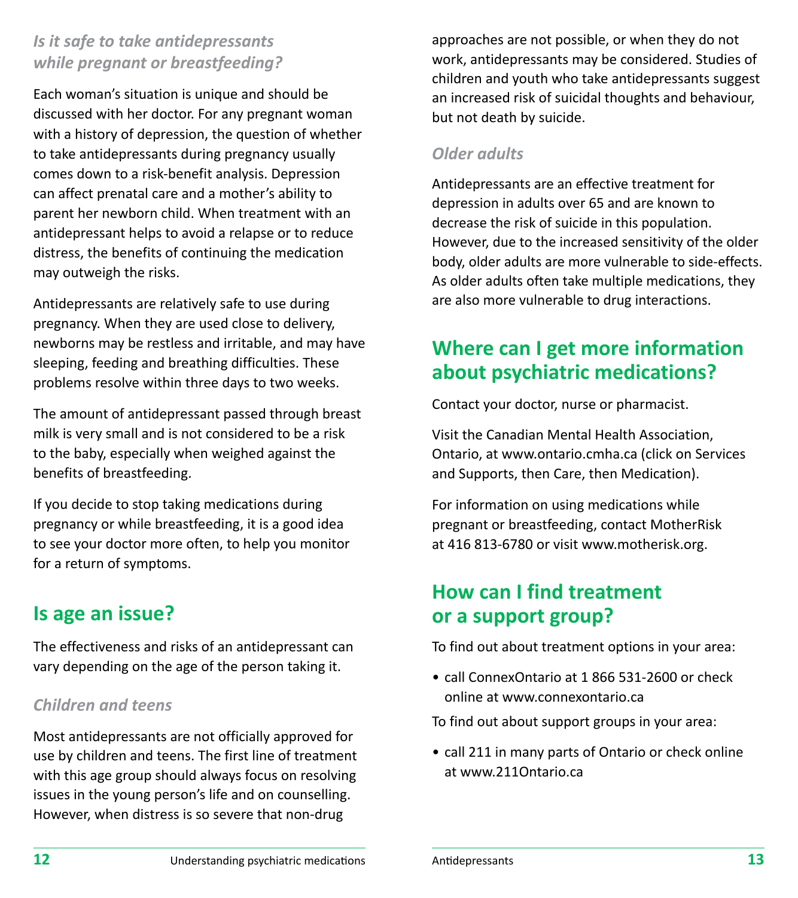### *Is it safe to take antidepressants while pregnant or breastfeeding?*

Each woman's situation is unique and should be discussed with her doctor. For any pregnant woman with a history of depression, the question of whether to take antidepressants during pregnancy usually comes down to a risk-benefit analysis. Depression can affect prenatal care and a mother's ability to parent her newborn child. When treatment with an antidepressant helps to avoid a relapse or to reduce distress, the benefits of continuing the medication may outweigh the risks.

Antidepressants are relatively safe to use during pregnancy. When they are used close to delivery, newborns may be restless and irritable, and may have sleeping, feeding and breathing difficulties. These problems resolve within three days to two weeks.

The amount of antidepressant passed through breast milk is very small and is not considered to be a risk to the baby, especially when weighed against the benefits of breastfeeding.

If you decide to stop taking medications during pregnancy or while breastfeeding, it is a good idea to see your doctor more often, to help you monitor for a return of symptoms.

## Is age an issue?

The effectiveness and risks of an antidepressant can vary depending on the age of the person taking it.

### *Children and teens*

Most antidepressants are not officially approved for use by children and teens. The first line of treatment with this age group should always focus on resolving issues in the young person's life and on counselling. However, when distress is so severe that non-drug approaches are not possible, or when they do not work, antidepressants may be considered. Studies of children and youth who take antidepressants suggest an increased risk of suicidal thoughts and behaviour, but not death by suicide.

### *Older adults*

Antidepressants are an effective treatment for depression in adults over 65 and are known to decrease the risk of suicide in this population. However, due to the increased sensitivity of the older body, older adults are more vulnerable to side-effects. As older adults often take multiple medications, they are also more vulnerable to drug interactions.

## Where can I get more information about psychiatric medications?

Contact your doctor, nurse or pharmacist.

Visit the Canadian Mental Health Association, Ontario, at www.ontario.cmha.ca (click on Services and Supports, then Care, then Medication).

For information on using medications while pregnant or breastfeeding, contact MotherRisk at 416 813-6780 or visit www.motherisk.org.

## How can I find treatment or a support group?

To find out about treatment options in your area:

- call ConnexOntario at 1 866 531-2600 or check online at www.connexontario.ca

To find out about support groups in your area:

- call 211 in many parts of Ontario or check online at www.211Ontario.ca